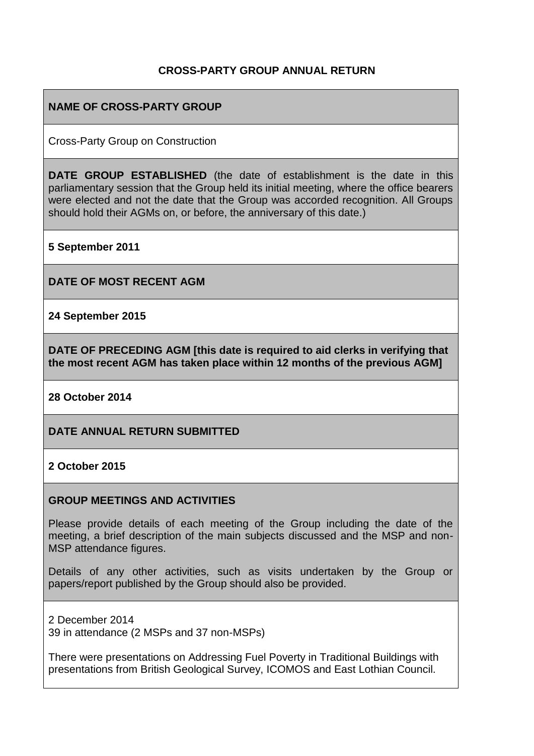# CROSS-PARTY GROUP ANNUAL RETURN

## NAME OF CROSS-PARTY GROUP

Cross-Party Group on Construction

## DATE GROUP ESTABLISHED

**DATE GROUP ESTABLISHED** (the date of establishment is the date in this parliamentary session that the Group held its initial meeting, where the office bearers were elected and not the date that the Group was accorded recognition. All Groups should hold their AGMs on, or before, the anniversary of this date.)

**5 September 2011**

## DATE OF MOST RECENT AGM

**24 September 2015**

## DATE OF PRECEDING AGM

**DATE OF PRECEDING AGM [this date is required to aid clerks in verifying that the most recent AGM has taken place within 12 months of the previous AGM]**

**28 October 2014**

## DATE ANNUAL RETURN SUBMITTED

**2 October 2015**

## GROUP MEETINGS AND ACTIVITIES

Please provide details of each meeting of the Group including the date of the meeting, a brief description of the main subjects discussed and the MSP and non-MSP attendance figures.

Details of any other activities, such as visits undertaken by the Group or papers/report published by the Group should also be provided.

2 December 2014
39 in attendance (2 MSPs and 37 non-MSPs)

There were presentations on Addressing Fuel Poverty in Traditional Buildings with presentations from British Geological Survey, ICOMOS and East Lothian Council.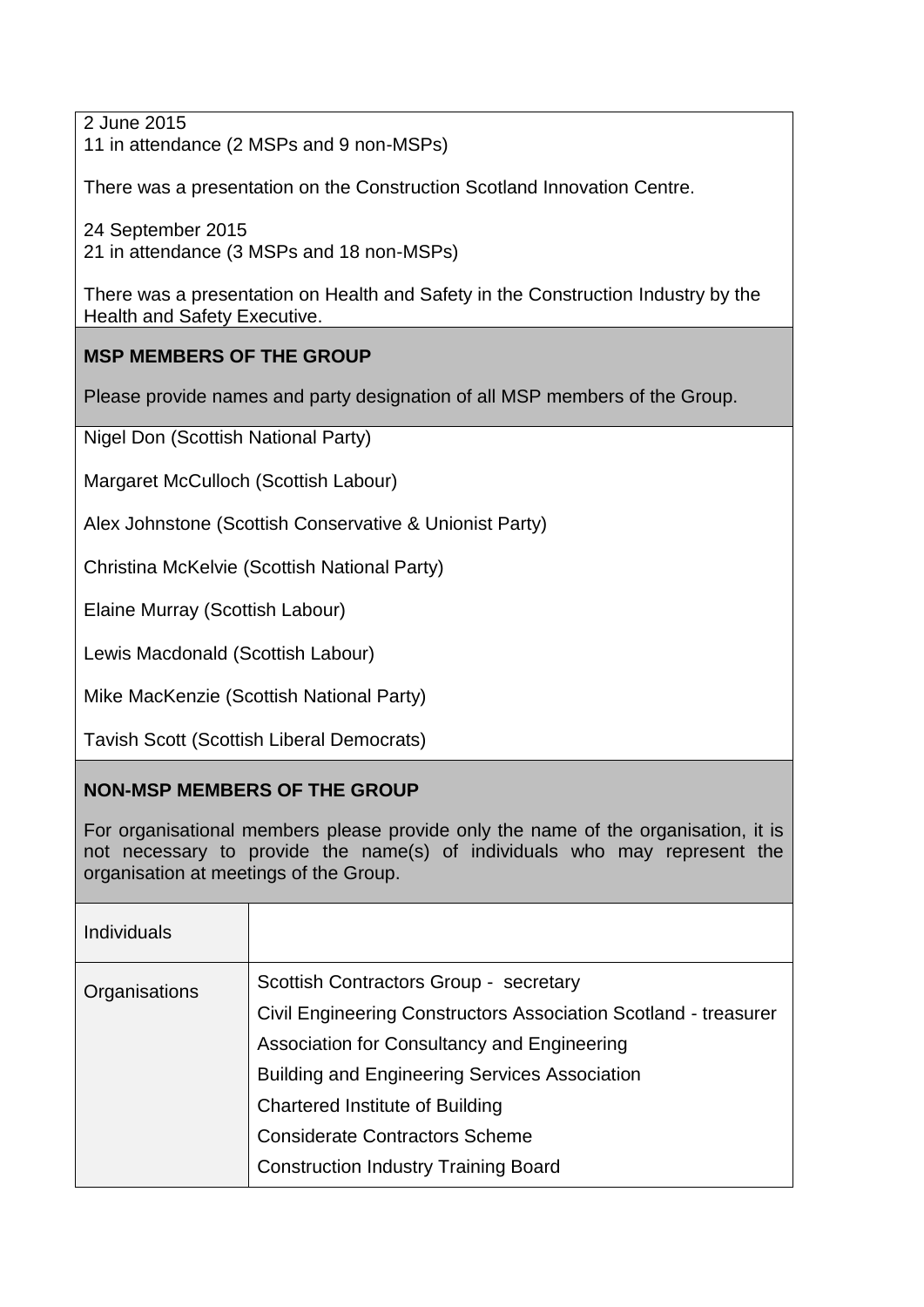2 June 2015
11 in attendance (2 MSPs and 9 non-MSPs)

There was a presentation on the Construction Scotland Innovation Centre.

24 September 2015
21 in attendance (3 MSPs and 18 non-MSPs)

There was a presentation on Health and Safety in the Construction Industry by the Health and Safety Executive.

**MSP MEMBERS OF THE GROUP**

Please provide names and party designation of all MSP members of the Group.

Nigel Don (Scottish National Party)

Margaret McCulloch (Scottish Labour)

Alex Johnstone (Scottish Conservative & Unionist Party)

Christina McKelvie (Scottish National Party)

Elaine Murray (Scottish Labour)

Lewis Macdonald (Scottish Labour)

Mike MacKenzie (Scottish National Party)

Tavish Scott (Scottish Liberal Democrats)

**NON-MSP MEMBERS OF THE GROUP**

For organisational members please provide only the name of the organisation, it is not necessary to provide the name(s) of individuals who may represent the organisation at meetings of the Group.

| Individuals | |
|---|---|
| Organisations | Scottish Contractors Group - secretary<br>Civil Engineering Constructors Association Scotland - treasurer<br>Association for Consultancy and Engineering<br>Building and Engineering Services Association<br>Chartered Institute of Building<br>Considerate Contractors Scheme<br>Construction Industry Training Board |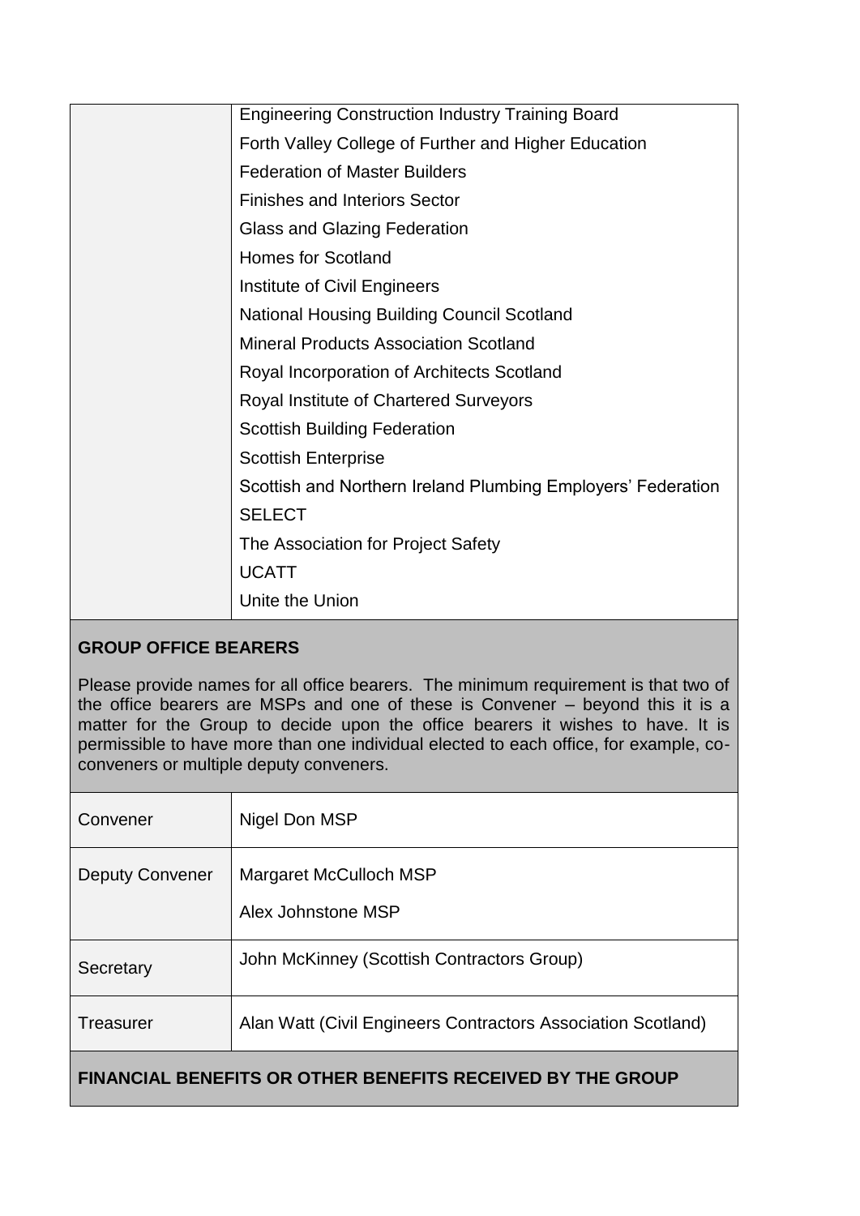| | |
|---|---|
| | Engineering Construction Industry Training Board |
| | Forth Valley College of Further and Higher Education |
| | Federation of Master Builders |
| | Finishes and Interiors Sector |
| | Glass and Glazing Federation |
| | Homes for Scotland |
| | Institute of Civil Engineers |
| | National Housing Building Council Scotland |
| | Mineral Products Association Scotland |
| | Royal Incorporation of Architects Scotland |
| | Royal Institute of Chartered Surveyors |
| | Scottish Building Federation |
| | Scottish Enterprise |
| | Scottish and Northern Ireland Plumbing Employers' Federation |
| | SELECT |
| | The Association for Project Safety |
| | UCATT |
| | Unite the Union |

**GROUP OFFICE BEARERS**

Please provide names for all office bearers. The minimum requirement is that two of the office bearers are MSPs and one of these is Convener – beyond this it is a matter for the Group to decide upon the office bearers it wishes to have. It is permissible to have more than one individual elected to each office, for example, co-conveners or multiple deputy conveners.

| | |
|---|---|
| Convener | Nigel Don MSP |
| Deputy Convener | Margaret McCulloch MSP<br>Alex Johnstone MSP |
| Secretary | John McKinney (Scottish Contractors Group) |
| Treasurer | Alan Watt (Civil Engineers Contractors Association Scotland) |

**FINANCIAL BENEFITS OR OTHER BENEFITS RECEIVED BY THE GROUP**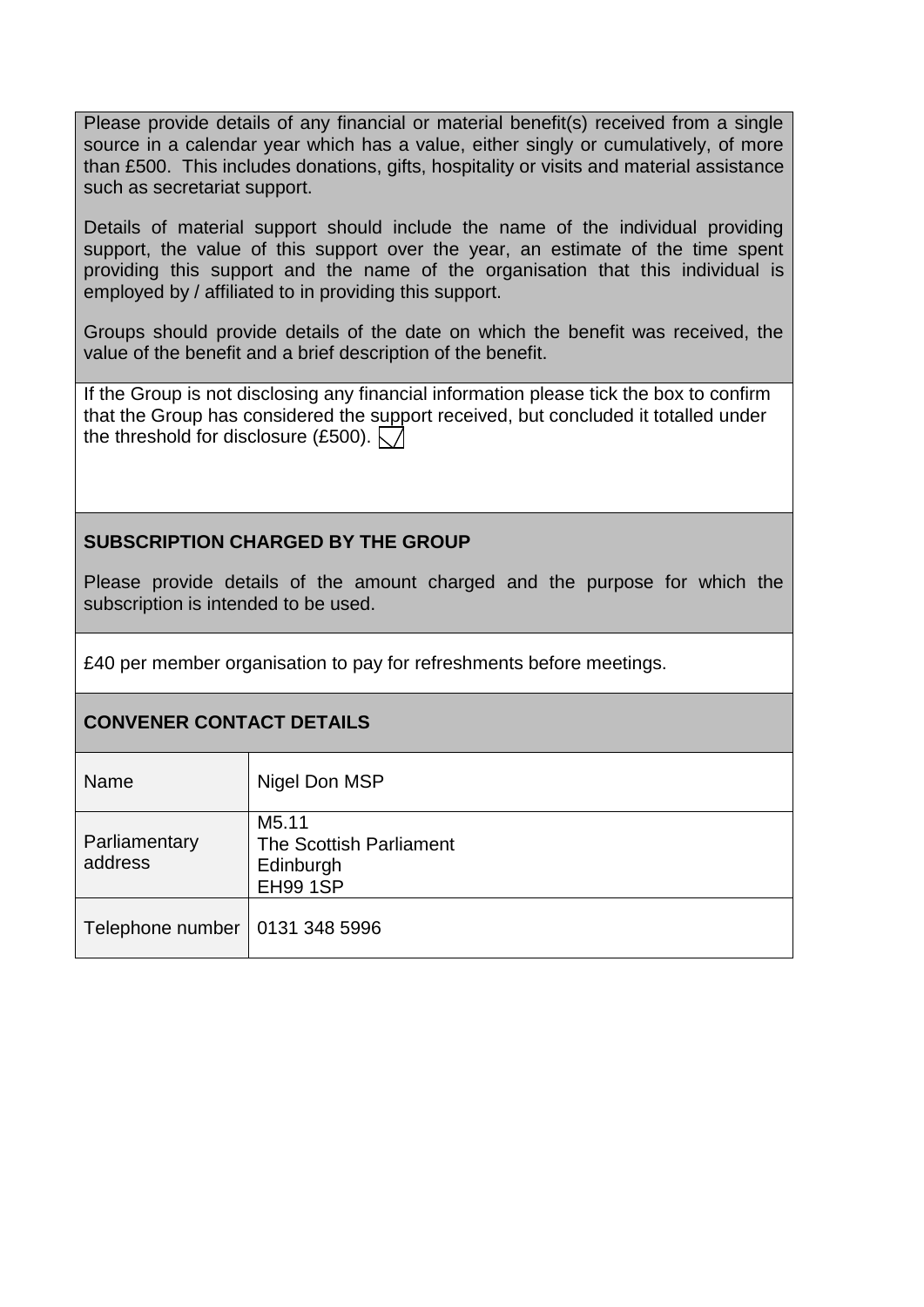Please provide details of any financial or material benefit(s) received from a single source in a calendar year which has a value, either singly or cumulatively, of more than £500. This includes donations, gifts, hospitality or visits and material assistance such as secretariat support.

Details of material support should include the name of the individual providing support, the value of this support over the year, an estimate of the time spent providing this support and the name of the organisation that this individual is employed by / affiliated to in providing this support.

Groups should provide details of the date on which the benefit was received, the value of the benefit and a brief description of the benefit.

If the Group is not disclosing any financial information please tick the box to confirm that the Group has considered the support received, but concluded it totalled under the threshold for disclosure (£500). ☑

## SUBSCRIPTION CHARGED BY THE GROUP

Please provide details of the amount charged and the purpose for which the subscription is intended to be used.

£40 per member organisation to pay for refreshments before meetings.

## CONVENER CONTACT DETAILS

| | |
|---|---|
| Name | Nigel Don MSP |
| Parliamentary address | M5.11<br>The Scottish Parliament<br>Edinburgh<br>EH99 1SP |
| Telephone number | 0131 348 5996 |